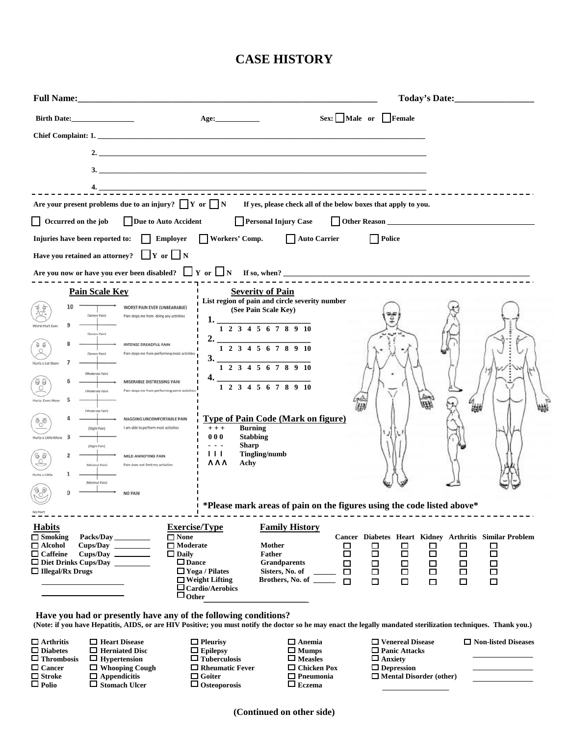# CASE HISTORY

**Full Name:**_______________________________________________ **Today's Date:**________________

**Birth Date:**________________ **Age:**____________ **Sex:** ☐ **Male or** ☐ **Female**

**Chief Complaint: 1.** ________________________________________________

**2.** ________________________________________________

**3.** ________________________________________________

**4.** ________________________________________________

**Are your present problems due to an injury?** ☐ **Y or** ☐ **N** **If yes, please check all of the below boxes that apply to you.**

☐ **Occurred on the job** ☐ **Due to Auto Accident** ☐ **Personal Injury Case** ☐ **Other Reason** ____________________

**Injuries have been reported to:** ☐ **Employer** ☐ **Workers' Comp.** ☐ **Auto Carrier** ☐ **Police**

**Have you retained an attorney?** ☐ **Y or** ☐ **N**

**Are you now or have you ever been disabled?** ☐ **Y or** ☐ **N** **If so, when?** ____________________

## Pain Scale Key

| Scale | Face | Description |
|---|---|---|
| 10 | | WORST PAIN EVER (UNBEARABLE) — Pain stops me from doing any activities |
| (Severe Pain) | | |
| 9 | Worst Hurt Ever | |
| (Severe Pain) | | |
| 8 | | INTENSE DREADFUL PAIN — Pain stops me from performing most activities |
| (Severe Pain) | | |
| 7 | Hurts a Lot More | |
| (Moderate Pain) | | |
| 6 | | MISERABLE DISTRESSING PAIN — Pain stops me from performing some activities |
| (Moderate Pain) | | |
| 5 | Hurts Even More | |
| (Moderate Pain) | | |
| 4 | | NAGGING UNCOMFORTABLE PAIN — I am able to perform most activities |
| (Slight Pain) | | |
| 3 | Hurts a Little More | |
| (Slight Pain) | | |
| 2 | | MILD ANNOYING PAIN — Pain does not limit my activities |
| (Minimal Pain) | | |
| 1 | Hurts a Little | |
| (Minimal Pain) | | |
| 0 | No Hurt | NO PAIN |

## Severity of Pain

**List region of pain and circle severity number**
**(See Pain Scale Key)**

**1.** ____________________
1 2 3 4 5 6 7 8 9 10

**2.** ____________________
1 2 3 4 5 6 7 8 9 10

**3.** ____________________
1 2 3 4 5 6 7 8 9 10

**4.** ____________________
1 2 3 4 5 6 7 8 9 10

## Type of Pain Code (Mark on figure)

| Code | Type |
|---|---|
| + + + | Burning |
| 0 0 0 | Stabbing |
| - - - | Sharp |
| I I I | Tingling/numb |
| ∧ ∧ ∧ | Achy |

**\*Please mark areas of pain on the figures using the code listed above\***

## Habits

☐ **Smoking** Packs/Day ________
☐ **Alcohol** Cups/Day ________
☐ **Caffeine** Cups/Day ________
☐ **Diet Drinks Cups/Day** ________
☐ **Illegal/Rx Drugs**
____________________
____________________

## Exercise/Type

☐ **None**
☐ **Moderate**
☐ **Daily**
☐ **Dance**
☐ **Yoga / Pilates**
☐ **Weight Lifting**
☐ **Cardio/Aerobics**
☐ **Other** ____________________

## Family History

| | Cancer | Diabetes | Heart | Kidney | Arthritis | Similar Problem |
|---|---|---|---|---|---|---|
| Mother | ☐ | ☐ | ☐ | ☐ | ☐ | ☐ |
| Father | ☐ | ☐ | ☐ | ☐ | ☐ | ☐ |
| Grandparents | ☐ | ☐ | ☐ | ☐ | ☐ | ☐ |
| Sisters, No. of ______ | ☐ | ☐ | ☐ | ☐ | ☐ | ☐ |
| Brothers, No. of ______ | ☐ | ☐ | ☐ | ☐ | ☐ | ☐ |

### Have you had or presently have any of the following conditions?

**(Note: if you have Hepatitis, AIDS, or are HIV Positive; you must notify the doctor so he may enact the legally mandated sterilization techniques. Thank you.)**

☐ **Arthritis** ☐ **Heart Disease** ☐ **Pleurisy** ☐ **Anemia** ☐ **Venereal Disease** ☐ **Non-listed Diseases**
☐ **Diabetes** ☐ **Herniated Disc** ☐ **Epilepsy** ☐ **Mumps** ☐ **Panic Attacks** ________________
☐ **Thrombosis** ☐ **Hypertension** ☐ **Tuberculosis** ☐ **Measles** ☐ **Anxiety** ________________
☐ **Cancer** ☐ **Whooping Cough** ☐ **Rheumatic Fever** ☐ **Chicken Pox** ☐ **Depression** ________________
☐ **Stroke** ☐ **Appendicitis** ☐ **Goiter** ☐ **Pneumonia** ☐ **Mental Disorder (other)**
☐ **Polio** ☐ **Stomach Ulcer** ☐ **Osteoporosis** ☐ **Eczema** ________________

**(Continued on other side)**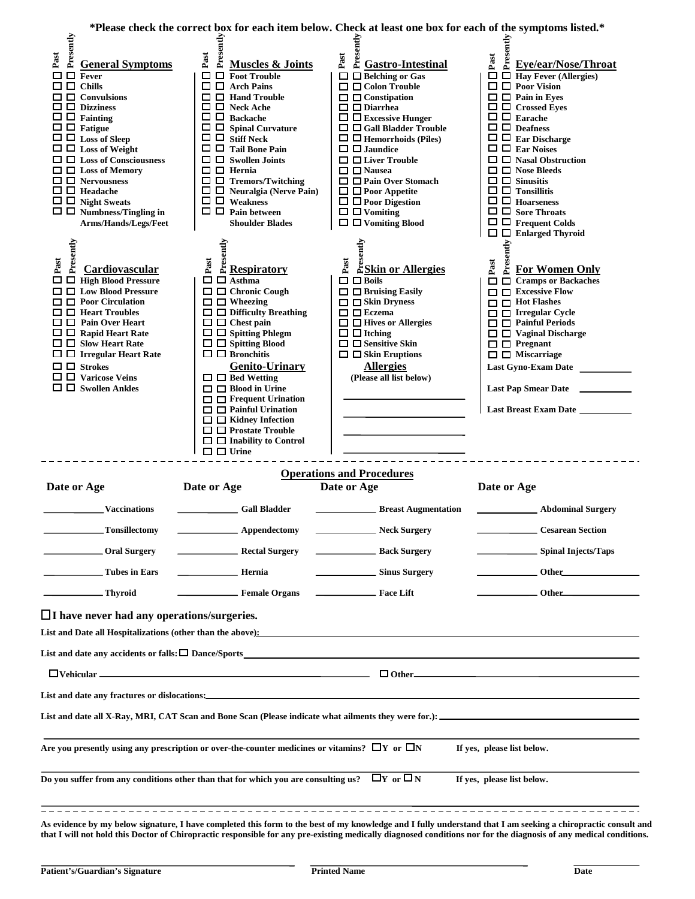**\*Please check the correct box for each item below. Check at least one box for each of the symptoms listed.\***

| Past | Presently | General Symptoms |
|---|---|---|
| ☐ | ☐ | Fever |
| ☐ | ☐ | Chills |
| ☐ | ☐ | Convulsions |
| ☐ | ☐ | Dizziness |
| ☐ | ☐ | Fainting |
| ☐ | ☐ | Fatigue |
| ☐ | ☐ | Loss of Sleep |
| ☐ | ☐ | Loss of Weight |
| ☐ | ☐ | Loss of Consciousness |
| ☐ | ☐ | Loss of Memory |
| ☐ | ☐ | Nervousness |
| ☐ | ☐ | Headache |
| ☐ | ☐ | Night Sweats |
| ☐ | ☐ | Numbness/Tingling in Arms/Hands/Legs/Feet |

| Past | Presently | Muscles & Joints |
|---|---|---|
| ☐ | ☐ | Foot Trouble |
| ☐ | ☐ | Arch Pains |
| ☐ | ☐ | Hand Trouble |
| ☐ | ☐ | Neck Ache |
| ☐ | ☐ | Backache |
| ☐ | ☐ | Spinal Curvature |
| ☐ | ☐ | Stiff Neck |
| ☐ | ☐ | Tail Bone Pain |
| ☐ | ☐ | Swollen Joints |
| ☐ | ☐ | Hernia |
| ☐ | ☐ | Tremors/Twitching |
| ☐ | ☐ | Neuralgia (Nerve Pain) |
| ☐ | ☐ | Weakness |
| ☐ | ☐ | Pain between Shoulder Blades |

| Past | Presently | Gastro-Intestinal |
|---|---|---|
| ☐ | ☐ | Belching or Gas |
| ☐ | ☐ | Colon Trouble |
| ☐ | ☐ | Constipation |
| ☐ | ☐ | Diarrhea |
| ☐ | ☐ | Excessive Hunger |
| ☐ | ☐ | Gall Bladder Trouble |
| ☐ | ☐ | Hemorrhoids (Piles) |
| ☐ | ☐ | Jaundice |
| ☐ | ☐ | Liver Trouble |
| ☐ | ☐ | Nausea |
| ☐ | ☐ | Pain Over Stomach |
| ☐ | ☐ | Poor Appetite |
| ☐ | ☐ | Poor Digestion |
| ☐ | ☐ | Vomiting |
| ☐ | ☐ | Vomiting Blood |

| Past | Presently | Eye/ear/Nose/Throat |
|---|---|---|
| ☐ | ☐ | Hay Fever (Allergies) |
| ☐ | ☐ | Poor Vision |
| ☐ | ☐ | Pain in Eyes |
| ☐ | ☐ | Crossed Eyes |
| ☐ | ☐ | Earache |
| ☐ | ☐ | Deafness |
| ☐ | ☐ | Ear Discharge |
| ☐ | ☐ | Ear Noises |
| ☐ | ☐ | Nasal Obstruction |
| ☐ | ☐ | Nose Bleeds |
| ☐ | ☐ | Sinusitis |
| ☐ | ☐ | Tonsillitis |
| ☐ | ☐ | Hoarseness |
| ☐ | ☐ | Sore Throats |
| ☐ | ☐ | Frequent Colds |
| ☐ | ☐ | Enlarged Thyroid |

| Past | Presently | Cardiovascular |
|---|---|---|
| ☐ | ☐ | High Blood Pressure |
| ☐ | ☐ | Low Blood Pressure |
| ☐ | ☐ | Poor Circulation |
| ☐ | ☐ | Heart Troubles |
| ☐ | ☐ | Pain Over Heart |
| ☐ | ☐ | Rapid Heart Rate |
| ☐ | ☐ | Slow Heart Rate |
| ☐ | ☐ | Irregular Heart Rate |
| ☐ | ☐ | Strokes |
| ☐ | ☐ | Varicose Veins |
| ☐ | ☐ | Swollen Ankles |

| Past | Presently | Respiratory |
|---|---|---|
| ☐ | ☐ | Asthma |
| ☐ | ☐ | Chronic Cough |
| ☐ | ☐ | Wheezing |
| ☐ | ☐ | Difficulty Breathing |
| ☐ | ☐ | Chest pain |
| ☐ | ☐ | Spitting Phlegm |
| ☐ | ☐ | Spitting Blood |
| ☐ | ☐ | Bronchitis |

| Past | Presently | Genito-Urinary |
|---|---|---|
| ☐ | ☐ | Bed Wetting |
| ☐ | ☐ | Blood in Urine |
| ☐ | ☐ | Frequent Urination |
| ☐ | ☐ | Painful Urination |
| ☐ | ☐ | Kidney Infection |
| ☐ | ☐ | Prostate Trouble |
| ☐ | ☐ | Inability to Control |
| ☐ | ☐ | Urine |

| Past | Presently | Skin or Allergies |
|---|---|---|
| ☐ | ☐ | Boils |
| ☐ | ☐ | Bruising Easily |
| ☐ | ☐ | Skin Dryness |
| ☐ | ☐ | Eczema |
| ☐ | ☐ | Hives or Allergies |
| ☐ | ☐ | Itching |
| ☐ | ☐ | Sensitive Skin |
| ☐ | ☐ | Skin Eruptions |

**Allergies**
(Please all list below)

_______________

_______________

_______________

_______________

| Past | Presently | For Women Only |
|---|---|---|
| ☐ | ☐ | Cramps or Backaches |
| ☐ | ☐ | Excessive Flow |
| ☐ | ☐ | Hot Flashes |
| ☐ | ☐ | Irregular Cycle |
| ☐ | ☐ | Painful Periods |
| ☐ | ☐ | Vaginal Discharge |
| ☐ | ☐ | Pregnant |
| ☐ | ☐ | Miscarriage |

Last Gyno-Exam Date ___________

Last Pap Smear Date ___________

Last Breast Exam Date ___________

## Operations and Procedures

| Date or Age | | Date or Age | | Date or Age | | Date or Age | |
|---|---|---|---|---|---|---|---|
| ______ | Vaccinations | ______ | Gall Bladder | ______ | Breast Augmentation | ______ | Abdominal Surgery |
| ______ | Tonsillectomy | ______ | Appendectomy | ______ | Neck Surgery | ______ | Cesarean Section |
| ______ | Oral Surgery | ______ | Rectal Surgery | ______ | Back Surgery | ______ | Spinal Injects/Taps |
| ______ | Tubes in Ears | ______ | Hernia | ______ | Sinus Surgery | ______ | Other______ |
| ______ | Thyroid | ______ | Female Organs | ______ | Face Lift | ______ | Other______ |

☐ **I have never had any operations/surgeries.**

List and Date all Hospitalizations (other than the above): _______________

List and date any accidents or falls: ☐ Dance/Sports _______________

☐ Vehicular _______________ ☐ Other _______________

List and date any fractures or dislocations: _______________

List and date all X-Ray, MRI, CAT Scan and Bone Scan (Please indicate what ailments they were for.): _______________

Are you presently using any prescription or over-the-counter medicines or vitamins? ☐Y or ☐N If yes, please list below.

_______________

Do you suffer from any conditions other than that for which you are consulting us? ☐Y or ☐N If yes, please list below.

_______________

As evidence by my below signature, I have completed this form to the best of my knowledge and I fully understand that I am seeking a chiropractic consult and that I will not hold this Doctor of Chiropractic responsible for any pre-existing medically diagnosed conditions nor for the diagnosis of any medical conditions.

_______________ Patient's/Guardian's Signature

_______________ Printed Name

_______________ Date